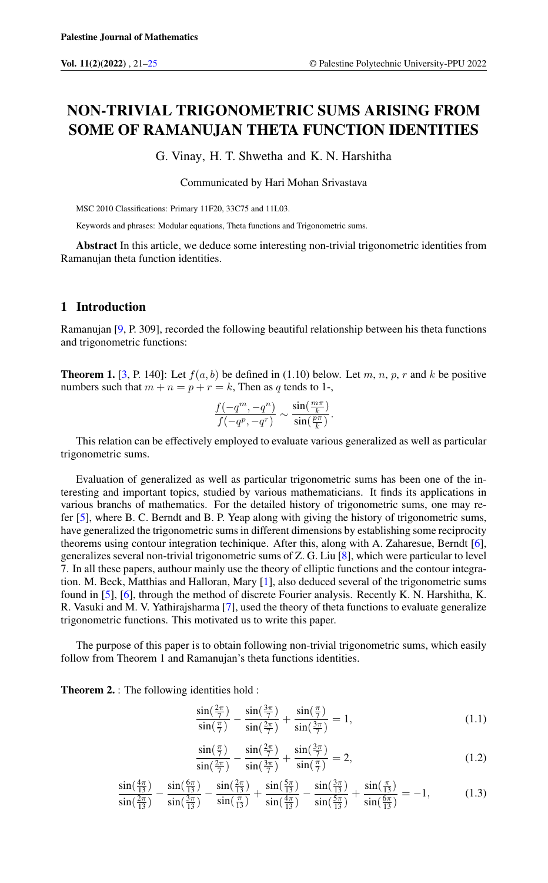# NON-TRIVIAL TRIGONOMETRIC SUMS ARISING FROM SOME OF RAMANUJAN THETA FUNCTION IDENTITIES

G. Vinay, H. T. Shwetha and K. N. Harshitha

Communicated by Hari Mohan Srivastava

MSC 2010 Classifications: Primary 11F20, 33C75 and 11L03.

Keywords and phrases: Modular equations, Theta functions and Trigonometric sums.

**Abstract** In this article, we deduce some interesting non-trivial trigonometric identities from Ramanujan theta function identities.

## 1 Introduction

Ramanujan [9, P. 309], recorded the following beautiful relationship between his theta functions and trigonometric functions:

**Theorem 1.** [3, P. 140]: Let $f(a, b)$ be defined in (1.10) below. Let $m$, $n$, $p$, $r$ and $k$ be positive numbers such that $m + n = p + r = k$, Then as $q$ tends to 1-,

$$\frac{f(-q^m, -q^n)}{f(-q^p, -q^r)} \sim \frac{\sin(\frac{m\pi}{k})}{\sin(\frac{p\pi}{k})}.$$

This relation can be effectively employed to evaluate various generalized as well as particular trigonometric sums.

Evaluation of generalized as well as particular trigonometric sums has been one of the interesting and important topics, studied by various mathematicians. It finds its applications in various branchs of mathematics. For the detailed history of trigonometric sums, one may refer [5], where B. C. Berndt and B. P. Yeap along with giving the history of trigonometric sums, have generalized the trigonometric sums in different dimensions by establishing some reciprocity theorems using contour integration techinique. After this, along with A. Zaharesue, Berndt [6], generalizes several non-trivial trigonometric sums of Z. G. Liu [8], which were particular to level 7. In all these papers, authour mainly use the theory of elliptic functions and the contour integration. M. Beck, Matthias and Halloran, Mary [1], also deduced several of the trigonometric sums found in [5], [6], through the method of discrete Fourier analysis. Recently K. N. Harshitha, K. R. Vasuki and M. V. Yathirajsharma [7], used the theory of theta functions to evaluate generalize trigonometric functions. This motivated us to write this paper.

The purpose of this paper is to obtain following non-trivial trigonometric sums, which easily follow from Theorem 1 and Ramanujan's theta functions identities.

**Theorem 2.** : The following identities hold :

$$\frac{\sin(\frac{2\pi}{7})}{\sin(\frac{\pi}{7})} - \frac{\sin(\frac{3\pi}{7})}{\sin(\frac{2\pi}{7})} + \frac{\sin(\frac{\pi}{7})}{\sin(\frac{3\pi}{7})} = 1, \tag{1.1}$$

$$\frac{\sin(\frac{\pi}{7})}{\sin(\frac{2\pi}{7})} - \frac{\sin(\frac{2\pi}{7})}{\sin(\frac{3\pi}{7})} + \frac{\sin(\frac{3\pi}{7})}{\sin(\frac{\pi}{7})} = 2, \tag{1.2}$$

$$\frac{\sin(\frac{4\pi}{13})}{\sin(\frac{2\pi}{13})} - \frac{\sin(\frac{6\pi}{13})}{\sin(\frac{3\pi}{13})} - \frac{\sin(\frac{2\pi}{13})}{\sin(\frac{\pi}{13})} + \frac{\sin(\frac{5\pi}{13})}{\sin(\frac{4\pi}{13})} - \frac{\sin(\frac{3\pi}{13})}{\sin(\frac{5\pi}{13})} + \frac{\sin(\frac{\pi}{13})}{\sin(\frac{6\pi}{13})} = -1, \tag{1.3}$$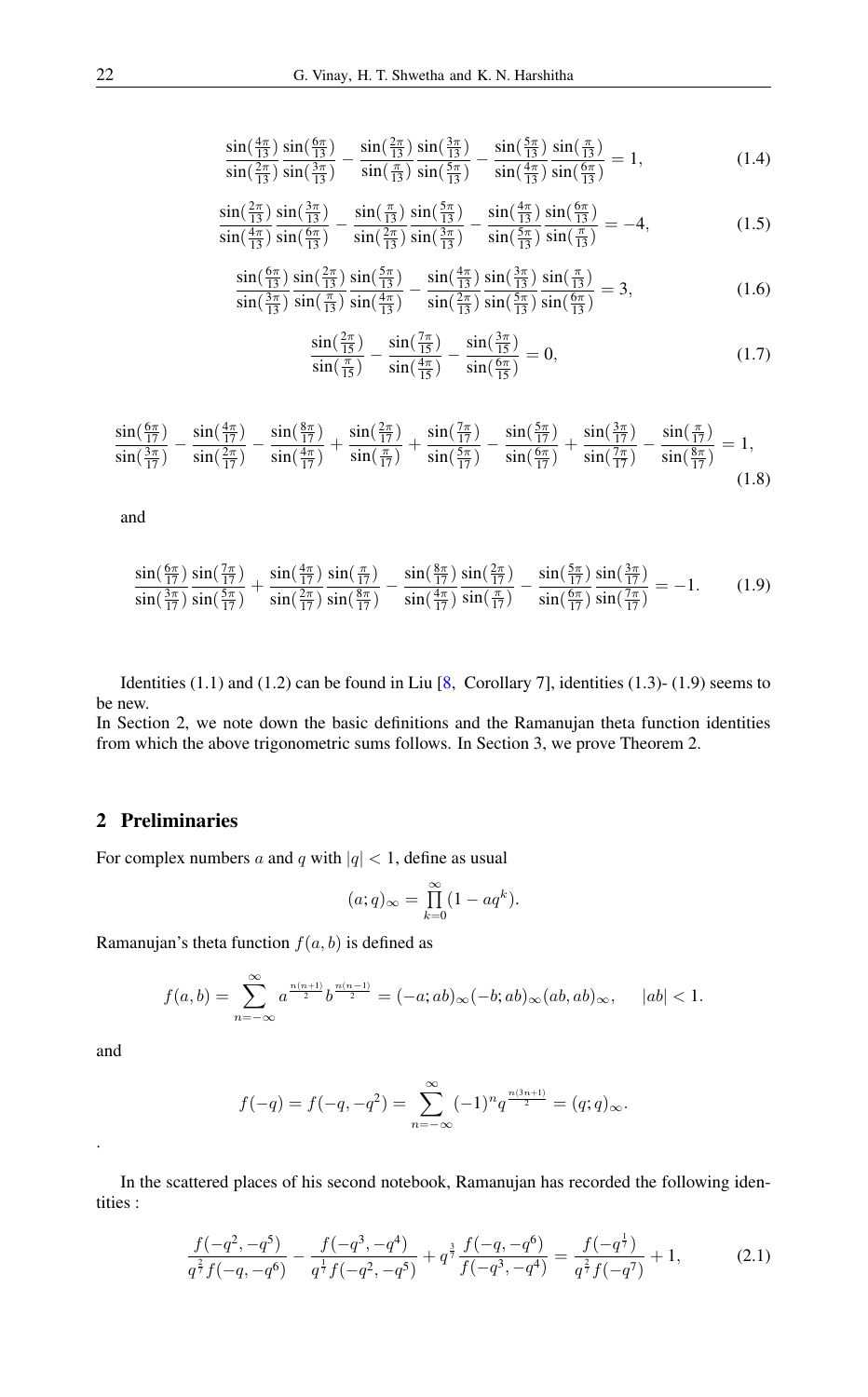$$\frac{\sin(\frac{4\pi}{13})}{\sin(\frac{2\pi}{13})}\frac{\sin(\frac{6\pi}{13})}{\sin(\frac{3\pi}{13})} - \frac{\sin(\frac{2\pi}{13})}{\sin(\frac{\pi}{13})}\frac{\sin(\frac{3\pi}{13})}{\sin(\frac{5\pi}{13})} - \frac{\sin(\frac{5\pi}{13})}{\sin(\frac{4\pi}{13})}\frac{\sin(\frac{\pi}{13})}{\sin(\frac{6\pi}{13})} = 1, \tag{1.4}$$

$$\frac{\sin(\frac{2\pi}{13})}{\sin(\frac{4\pi}{13})}\frac{\sin(\frac{3\pi}{13})}{\sin(\frac{6\pi}{13})} - \frac{\sin(\frac{\pi}{13})}{\sin(\frac{2\pi}{13})}\frac{\sin(\frac{5\pi}{13})}{\sin(\frac{3\pi}{13})} - \frac{\sin(\frac{4\pi}{13})}{\sin(\frac{5\pi}{13})}\frac{\sin(\frac{6\pi}{13})}{\sin(\frac{\pi}{13})} = -4, \tag{1.5}$$

$$\frac{\sin(\frac{6\pi}{13})}{\sin(\frac{3\pi}{13})}\frac{\sin(\frac{2\pi}{13})}{\sin(\frac{\pi}{13})}\frac{\sin(\frac{5\pi}{13})}{\sin(\frac{4\pi}{13})} - \frac{\sin(\frac{4\pi}{13})}{\sin(\frac{2\pi}{13})}\frac{\sin(\frac{3\pi}{13})}{\sin(\frac{5\pi}{13})}\frac{\sin(\frac{\pi}{13})}{\sin(\frac{6\pi}{13})} = 3, \tag{1.6}$$

$$\frac{\sin(\frac{2\pi}{15})}{\sin(\frac{\pi}{15})} - \frac{\sin(\frac{7\pi}{15})}{\sin(\frac{4\pi}{15})} - \frac{\sin(\frac{3\pi}{15})}{\sin(\frac{6\pi}{15})} = 0, \tag{1.7}$$

$$\frac{\sin(\frac{6\pi}{17})}{\sin(\frac{3\pi}{17})} - \frac{\sin(\frac{4\pi}{17})}{\sin(\frac{2\pi}{17})} - \frac{\sin(\frac{8\pi}{17})}{\sin(\frac{4\pi}{17})} + \frac{\sin(\frac{2\pi}{17})}{\sin(\frac{\pi}{17})} + \frac{\sin(\frac{7\pi}{17})}{\sin(\frac{5\pi}{17})} - \frac{\sin(\frac{5\pi}{17})}{\sin(\frac{6\pi}{17})} + \frac{\sin(\frac{3\pi}{17})}{\sin(\frac{7\pi}{17})} - \frac{\sin(\frac{\pi}{17})}{\sin(\frac{8\pi}{17})} = 1, \tag{1.8}$$

and

$$\frac{\sin(\frac{6\pi}{17})}{\sin(\frac{3\pi}{17})}\frac{\sin(\frac{7\pi}{17})}{\sin(\frac{5\pi}{17})} + \frac{\sin(\frac{4\pi}{17})}{\sin(\frac{2\pi}{17})}\frac{\sin(\frac{\pi}{17})}{\sin(\frac{8\pi}{17})} - \frac{\sin(\frac{8\pi}{17})}{\sin(\frac{4\pi}{17})}\frac{\sin(\frac{2\pi}{17})}{\sin(\frac{\pi}{17})} - \frac{\sin(\frac{5\pi}{17})}{\sin(\frac{6\pi}{17})}\frac{\sin(\frac{3\pi}{17})}{\sin(\frac{7\pi}{17})} = -1. \tag{1.9}$$

Identities (1.1) and (1.2) can be found in Liu [8, Corollary 7], identities (1.3)- (1.9) seems to be new.
In Section 2, we note down the basic definitions and the Ramanujan theta function identities from which the above trigonometric sums follows. In Section 3, we prove Theorem 2.

## 2 Preliminaries

For complex numbers $a$ and $q$ with $|q| < 1$, define as usual

$$(a;q)_\infty = \prod_{k=0}^{\infty}(1 - aq^k).$$

Ramanujan's theta function $f(a,b)$ is defined as

$$f(a,b) = \sum_{n=-\infty}^{\infty} a^{\frac{n(n+1)}{2}} b^{\frac{n(n-1)}{2}} = (-a;ab)_\infty(-b;ab)_\infty(ab,ab)_\infty, \quad |ab| < 1.$$

and

$$f(-q) = f(-q,-q^2) = \sum_{n=-\infty}^{\infty}(-1)^n q^{\frac{n(3n+1)}{2}} = (q;q)_\infty.$$

.

In the scattered places of his second notebook, Ramanujan has recorded the following identities :

$$\frac{f(-q^2,-q^5)}{q^{\frac{2}{7}}f(-q,-q^6)} - \frac{f(-q^3,-q^4)}{q^{\frac{1}{7}}f(-q^2,-q^5)} + q^{\frac{3}{7}}\frac{f(-q,-q^6)}{f(-q^3,-q^4)} = \frac{f(-q^{\frac{1}{7}})}{q^{\frac{2}{7}}f(-q^7)} + 1, \tag{2.1}$$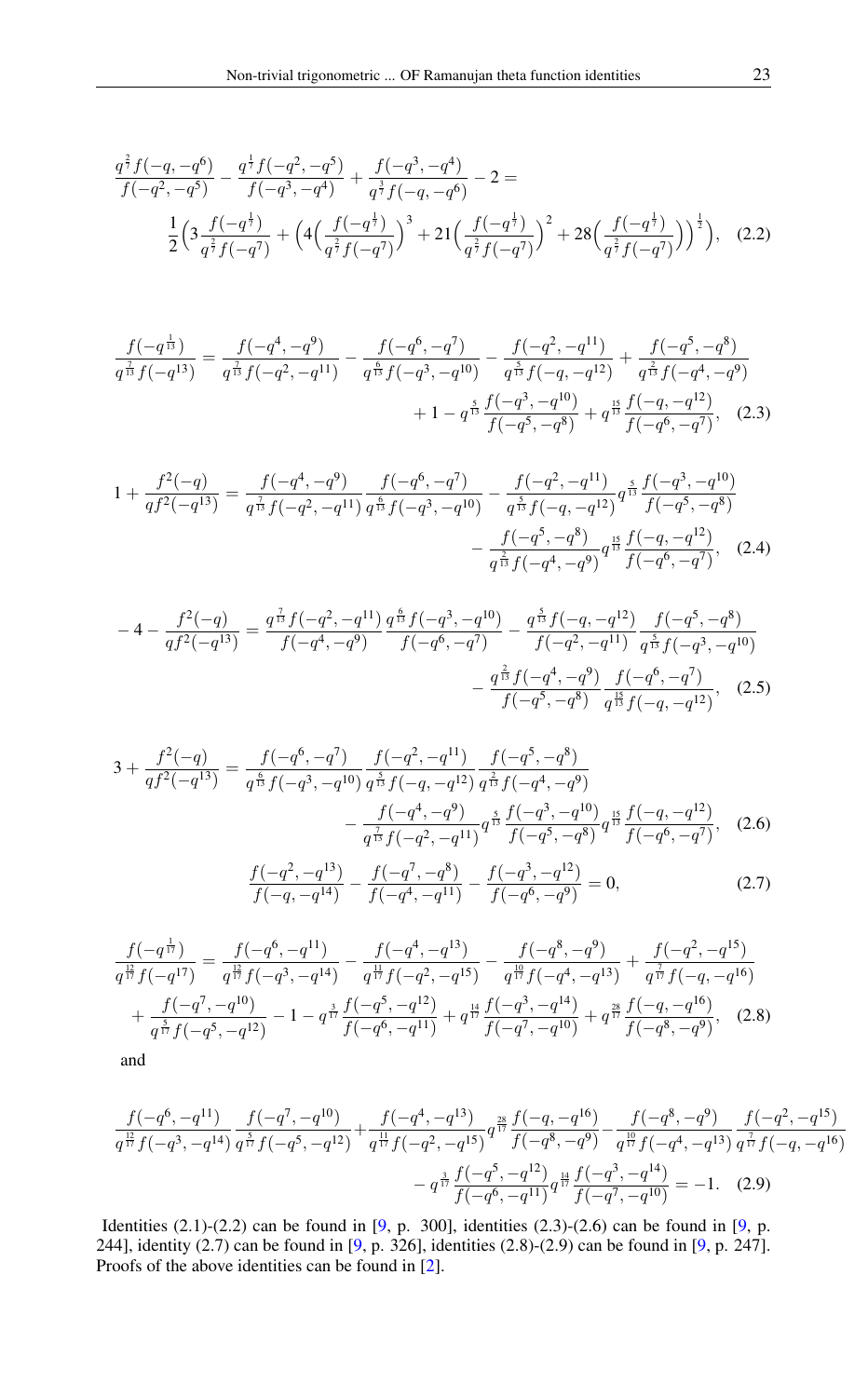$$\frac{q^{\frac{2}{7}}f(-q,-q^6)}{f(-q^2,-q^5)} - \frac{q^{\frac{1}{7}}f(-q^2,-q^5)}{f(-q^3,-q^4)} + \frac{f(-q^3,-q^4)}{q^{\frac{3}{7}}f(-q,-q^6)} - 2 =$$
$$\frac{1}{2}\Big(3\frac{f(-q^{\frac{1}{7}})}{q^{\frac{2}{7}}f(-q^7)} + \Big(4\Big(\frac{f(-q^{\frac{1}{7}})}{q^{\frac{2}{7}}f(-q^7)}\Big)^3 + 21\Big(\frac{f(-q^{\frac{1}{7}})}{q^{\frac{2}{7}}f(-q^7)}\Big)^2 + 28\Big(\frac{f(-q^{\frac{1}{7}})}{q^{\frac{2}{7}}f(-q^7)}\Big)\Big)^{\frac{1}{2}}\Big), \quad (2.2)$$

$$\frac{f(-q^{\frac{1}{13}})}{q^{\frac{7}{13}}f(-q^{13})} = \frac{f(-q^4,-q^9)}{q^{\frac{7}{13}}f(-q^2,-q^{11})} - \frac{f(-q^6,-q^7)}{q^{\frac{6}{13}}f(-q^3,-q^{10})} - \frac{f(-q^2,-q^{11})}{q^{\frac{5}{13}}f(-q,-q^{12})} + \frac{f(-q^5,-q^8)}{q^{\frac{2}{13}}f(-q^4,-q^9)}$$
$$+ 1 - q^{\frac{5}{13}}\frac{f(-q^3,-q^{10})}{f(-q^5,-q^8)} + q^{\frac{15}{13}}\frac{f(-q,-q^{12})}{f(-q^6,-q^7)}, \quad (2.3)$$

$$1 + \frac{f^2(-q)}{qf^2(-q^{13})} = \frac{f(-q^4,-q^9)}{q^{\frac{7}{13}}f(-q^2,-q^{11})}\frac{f(-q^6,-q^7)}{q^{\frac{6}{13}}f(-q^3,-q^{10})} - \frac{f(-q^2,-q^{11})}{q^{\frac{5}{13}}f(-q,-q^{12})}q^{\frac{5}{13}}\frac{f(-q^3,-q^{10})}{f(-q^5,-q^8)}$$
$$- \frac{f(-q^5,-q^8)}{q^{\frac{2}{13}}f(-q^4,-q^9)}q^{\frac{15}{13}}\frac{f(-q,-q^{12})}{f(-q^6,-q^7)}, \quad (2.4)$$

$$-4 - \frac{f^2(-q)}{qf^2(-q^{13})} = \frac{q^{\frac{7}{13}}f(-q^2,-q^{11})}{f(-q^4,-q^9)}\frac{q^{\frac{6}{13}}f(-q^3,-q^{10})}{f(-q^6,-q^7)} - \frac{q^{\frac{5}{13}}f(-q,-q^{12})}{f(-q^2,-q^{11})}\frac{f(-q^5,-q^8)}{q^{\frac{5}{13}}f(-q^3,-q^{10})}$$
$$- \frac{q^{\frac{2}{13}}f(-q^4,-q^9)}{f(-q^5,-q^8)}\frac{f(-q^6,-q^7)}{q^{\frac{15}{13}}f(-q,-q^{12})}, \quad (2.5)$$

$$3 + \frac{f^2(-q)}{qf^2(-q^{13})} = \frac{f(-q^6,-q^7)}{q^{\frac{6}{13}}f(-q^3,-q^{10})}\frac{f(-q^2,-q^{11})}{q^{\frac{5}{13}}f(-q,-q^{12})}\frac{f(-q^5,-q^8)}{q^{\frac{2}{13}}f(-q^4,-q^9)}$$
$$- \frac{f(-q^4,-q^9)}{q^{\frac{7}{13}}f(-q^2,-q^{11})}q^{\frac{5}{13}}\frac{f(-q^3,-q^{10})}{f(-q^5,-q^8)}q^{\frac{15}{13}}\frac{f(-q,-q^{12})}{f(-q^6,-q^7)}, \quad (2.6)$$

$$\frac{f(-q^2,-q^{13})}{f(-q,-q^{14})} - \frac{f(-q^7,-q^8)}{f(-q^4,-q^{11})} - \frac{f(-q^3,-q^{12})}{f(-q^6,-q^9)} = 0, \quad (2.7)$$

$$\frac{f(-q^{\frac{1}{17}})}{q^{\frac{12}{17}}f(-q^{17})} = \frac{f(-q^6,-q^{11})}{q^{\frac{12}{17}}f(-q^3,-q^{14})} - \frac{f(-q^4,-q^{13})}{q^{\frac{11}{17}}f(-q^2,-q^{15})} - \frac{f(-q^8,-q^9)}{q^{\frac{10}{17}}f(-q^4,-q^{13})} + \frac{f(-q^2,-q^{15})}{q^{\frac{7}{17}}f(-q,-q^{16})}$$
$$+ \frac{f(-q^7,-q^{10})}{q^{\frac{5}{17}}f(-q^5,-q^{12})} - 1 - q^{\frac{3}{17}}\frac{f(-q^5,-q^{12})}{f(-q^6,-q^{11})} + q^{\frac{14}{17}}\frac{f(-q^3,-q^{14})}{f(-q^7,-q^{10})} + q^{\frac{28}{17}}\frac{f(-q,-q^{16})}{f(-q^8,-q^9)}, \quad (2.8)$$

and

$$\frac{f(-q^6,-q^{11})}{q^{\frac{12}{17}}f(-q^3,-q^{14})}\frac{f(-q^7,-q^{10})}{q^{\frac{5}{17}}f(-q^5,-q^{12})} + \frac{f(-q^4,-q^{13})}{q^{\frac{11}{17}}f(-q^2,-q^{15})}q^{\frac{28}{17}}\frac{f(-q,-q^{16})}{f(-q^8,-q^9)} - \frac{f(-q^8,-q^9)}{q^{\frac{10}{17}}f(-q^4,-q^{13})}\frac{f(-q^2,-q^{15})}{q^{\frac{7}{17}}f(-q,-q^{16})}$$
$$- q^{\frac{3}{17}}\frac{f(-q^5,-q^{12})}{f(-q^6,-q^{11})}q^{\frac{14}{17}}\frac{f(-q^3,-q^{14})}{f(-q^7,-q^{10})} = -1. \quad (2.9)$$

Identities (2.1)-(2.2) can be found in [9, p. 300], identities (2.3)-(2.6) can be found in [9, p. 244], identity (2.7) can be found in [9, p. 326], identities (2.8)-(2.9) can be found in [9, p. 247]. Proofs of the above identities can be found in [2].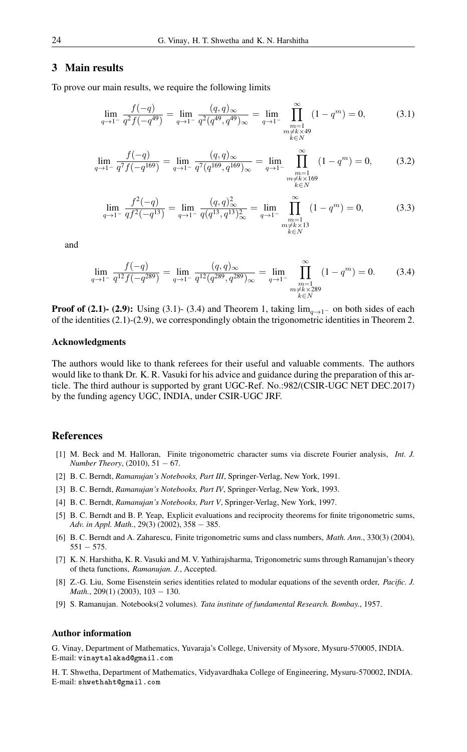## 3 Main results

To prove our main results, we require the following limits

$$\lim_{q\to 1^-} \frac{f(-q)}{q^2 f(-q^{49})} = \lim_{q\to 1^-} \frac{(q,q)_\infty}{q^2 (q^{49},q^{49})_\infty} = \lim_{q\to 1^-} \prod_{\substack{m=1 \\ m\neq k\times 49 \\ k\in N}}^{\infty} (1-q^m) = 0, \tag{3.1}$$

$$\lim_{q\to 1^-} \frac{f(-q)}{q^7 f(-q^{169})} = \lim_{q\to 1^-} \frac{(q,q)_\infty}{q^7 (q^{169},q^{169})_\infty} = \lim_{q\to 1^-} \prod_{\substack{m=1 \\ m\neq k\times 169 \\ k\in N}}^{\infty} (1-q^m) = 0, \tag{3.2}$$

$$\lim_{q\to 1^-} \frac{f^2(-q)}{q f^2(-q^{13})} = \lim_{q\to 1^-} \frac{(q,q)^2_\infty}{q (q^{13},q^{13})^2_\infty} = \lim_{q\to 1^-} \prod_{\substack{m=1 \\ m\neq k\times 13 \\ k\in N}}^{\infty} (1-q^m) = 0, \tag{3.3}$$

and

$$\lim_{q\to 1^-} \frac{f(-q)}{q^{12} f(-q^{289})} = \lim_{q\to 1^-} \frac{(q,q)_\infty}{q^{12} (q^{289},q^{289})_\infty} = \lim_{q\to 1^-} \prod_{\substack{m=1 \\ m\neq k\times 289 \\ k\in N}}^{\infty} (1-q^m) = 0. \tag{3.4}$$

**Proof of (2.1)- (2.9):** Using (3.1)- (3.4) and Theorem 1, taking $\lim_{q\to 1^-}$ on both sides of each of the identities (2.1)-(2.9), we correspondingly obtain the trigonometric identities in Theorem 2.

### Acknowledgments

The authors would like to thank referees for their useful and valuable comments. The authors would like to thank Dr. K. R. Vasuki for his advice and guidance during the preparation of this article. The third authour is supported by grant UGC-Ref. No.:982/(CSIR-UGC NET DEC.2017) by the funding agency UGC, INDIA, under CSIR-UGC JRF.

## References

[1] M. Beck and M. Halloran, Finite trigonometric character sums via discrete Fourier analysis, *Int. J. Number Theory*, (2010), 51 − 67.

[2] B. C. Berndt, *Ramanujan's Notebooks, Part III*, Springer-Verlag, New York, 1991.

[3] B. C. Berndt, *Ramanujan's Notebooks, Part IV*, Springer-Verlag, New York, 1993.

[4] B. C. Berndt, *Ramanujan's Notebooks, Part V*, Springer-Verlag, New York, 1997.

[5] B. C. Berndt and B. P. Yeap, Explicit evaluations and reciprocity theorems for finite trigonometric sums, *Adv. in Appl. Math.*, 29(3) (2002), 358 − 385.

[6] B. C. Berndt and A. Zaharescu, Finite trigonometric sums and class numbers, *Math. Ann.*, 330(3) (2004), 551 − 575.

[7] K. N. Harshitha, K. R. Vasuki and M. V. Yathirajsharma, Trigonometric sums through Ramanujan's theory of theta functions, *Ramanujan. J.*, Accepted.

[8] Z.-G. Liu, Some Eisenstein series identities related to modular equations of the seventh order, *Pacific. J. Math.*, 209(1) (2003), 103 − 130.

[9] S. Ramanujan. Notebooks(2 volumes). *Tata institute of fundamental Research. Bombay.*, 1957.

### Author information

G. Vinay, Department of Mathematics, Yuvaraja's College, University of Mysore, Mysuru-570005, INDIA.
E-mail: vinaytalakad@gmail.com

H. T. Shwetha, Department of Mathematics, Vidyavardhaka College of Engineering, Mysuru-570002, INDIA.
E-mail: shwethaht@gmail.com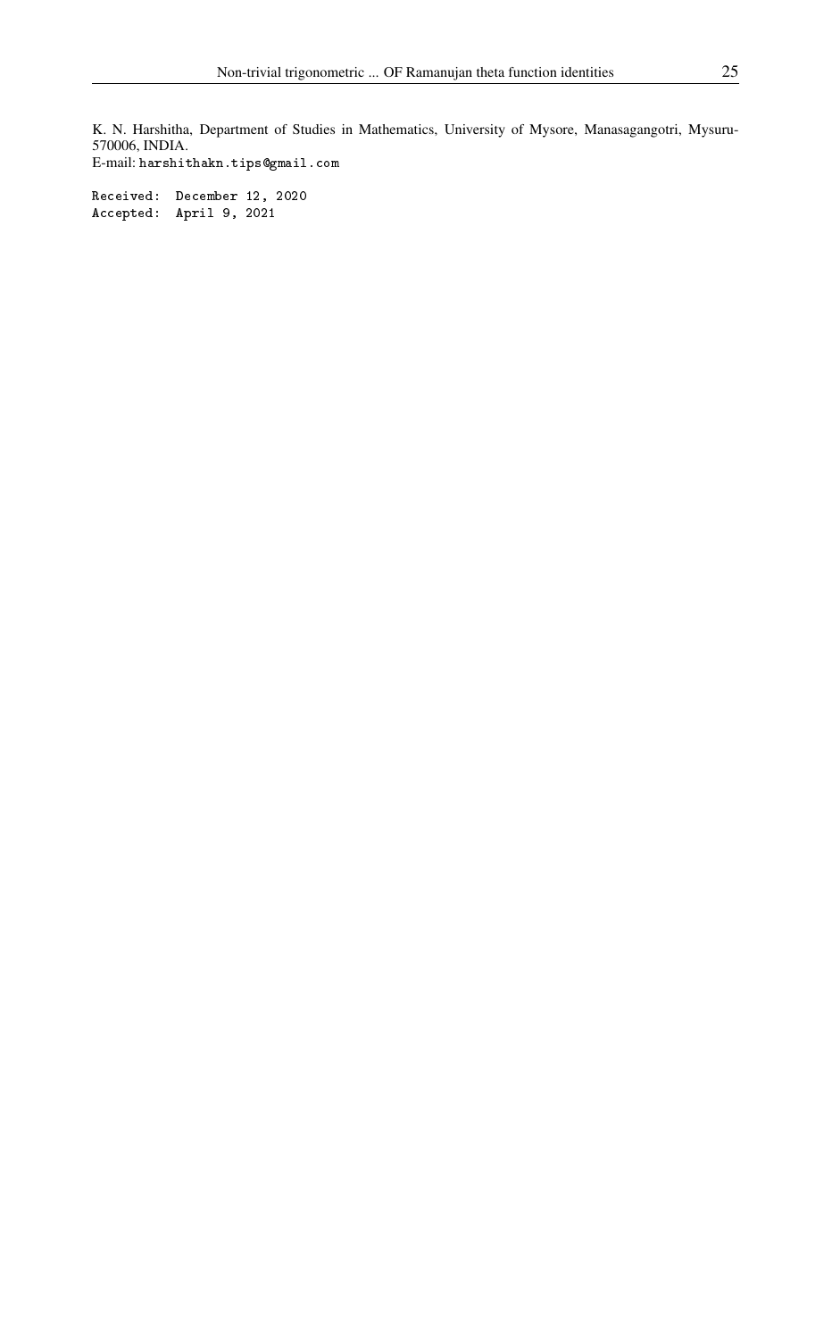K. N. Harshitha, Department of Studies in Mathematics, University of Mysore, Manasagangotri, Mysuru-570006, INDIA.
E-mail: harshithakn.tips@gmail.com

Received: December 12, 2020
Accepted: April 9, 2021